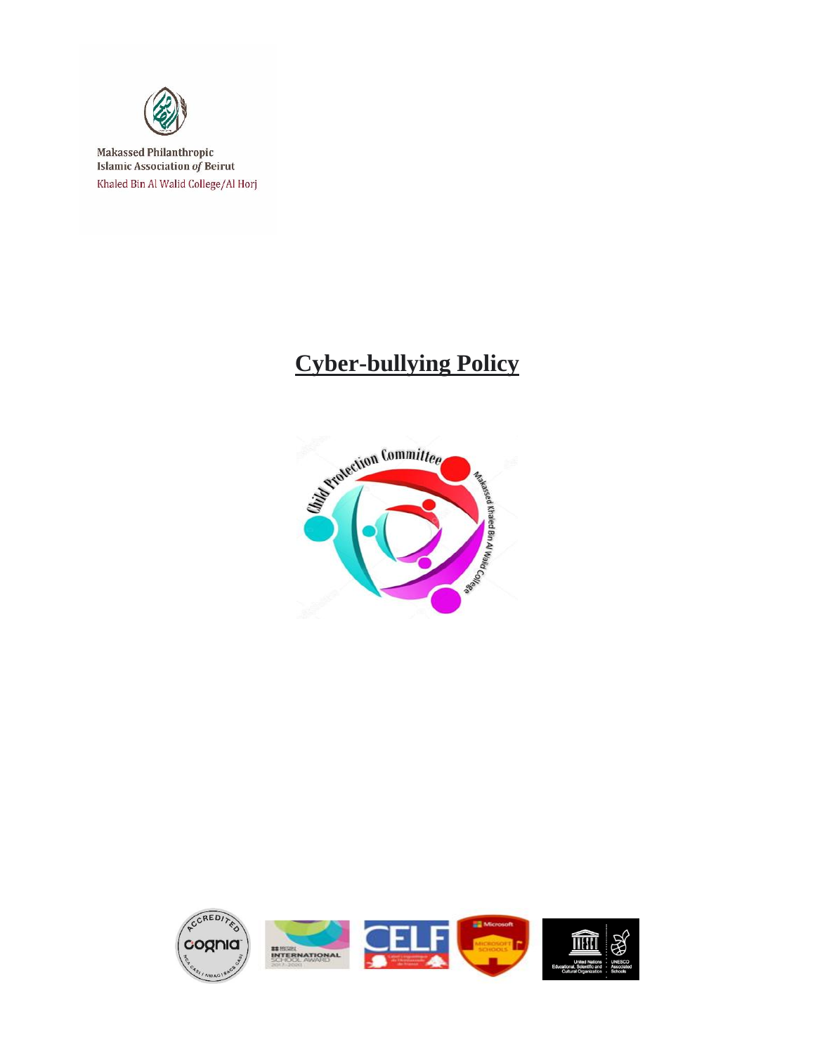Makassed Philanthropic
Islamic Association *of* Beirut
Khaled Bin Al Walid College/Al Horj

# Cyber-bullying Policy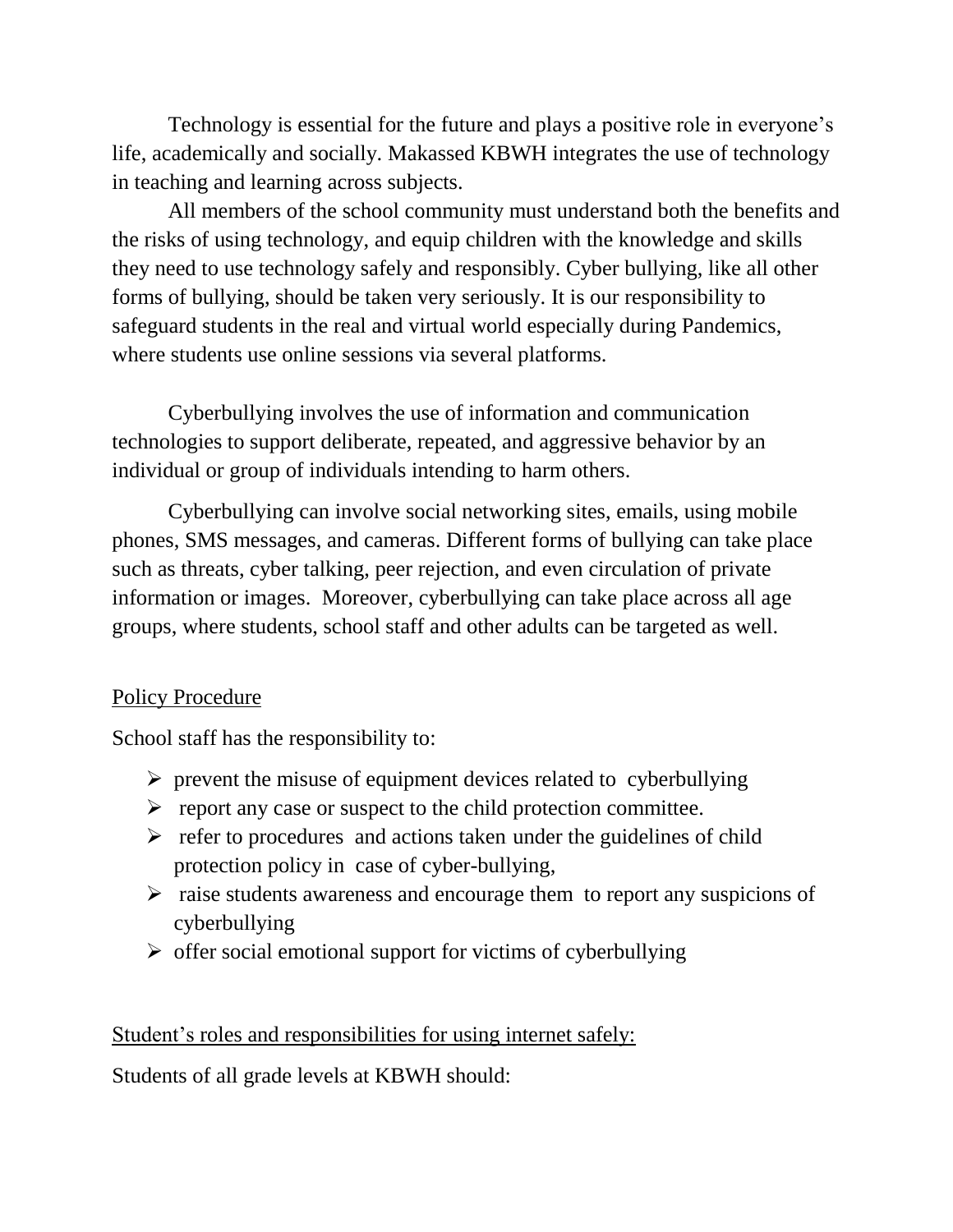Technology is essential for the future and plays a positive role in everyone's life, academically and socially. Makassed KBWH integrates the use of technology in teaching and learning across subjects.

All members of the school community must understand both the benefits and the risks of using technology, and equip children with the knowledge and skills they need to use technology safely and responsibly. Cyber bullying, like all other forms of bullying, should be taken very seriously. It is our responsibility to safeguard students in the real and virtual world especially during Pandemics, where students use online sessions via several platforms.

Cyberbullying involves the use of information and communication technologies to support deliberate, repeated, and aggressive behavior by an individual or group of individuals intending to harm others.

Cyberbullying can involve social networking sites, emails, using mobile phones, SMS messages, and cameras. Different forms of bullying can take place such as threats, cyber talking, peer rejection, and even circulation of private information or images. Moreover, cyberbullying can take place across all age groups, where students, school staff and other adults can be targeted as well.

## Policy Procedure

School staff has the responsibility to:

- prevent the misuse of equipment devices related to cyberbullying
- report any case or suspect to the child protection committee.
- refer to procedures and actions taken under the guidelines of child protection policy in case of cyber-bullying,
- raise students awareness and encourage them to report any suspicions of cyberbullying
- offer social emotional support for victims of cyberbullying

## Student's roles and responsibilities for using internet safely:

Students of all grade levels at KBWH should: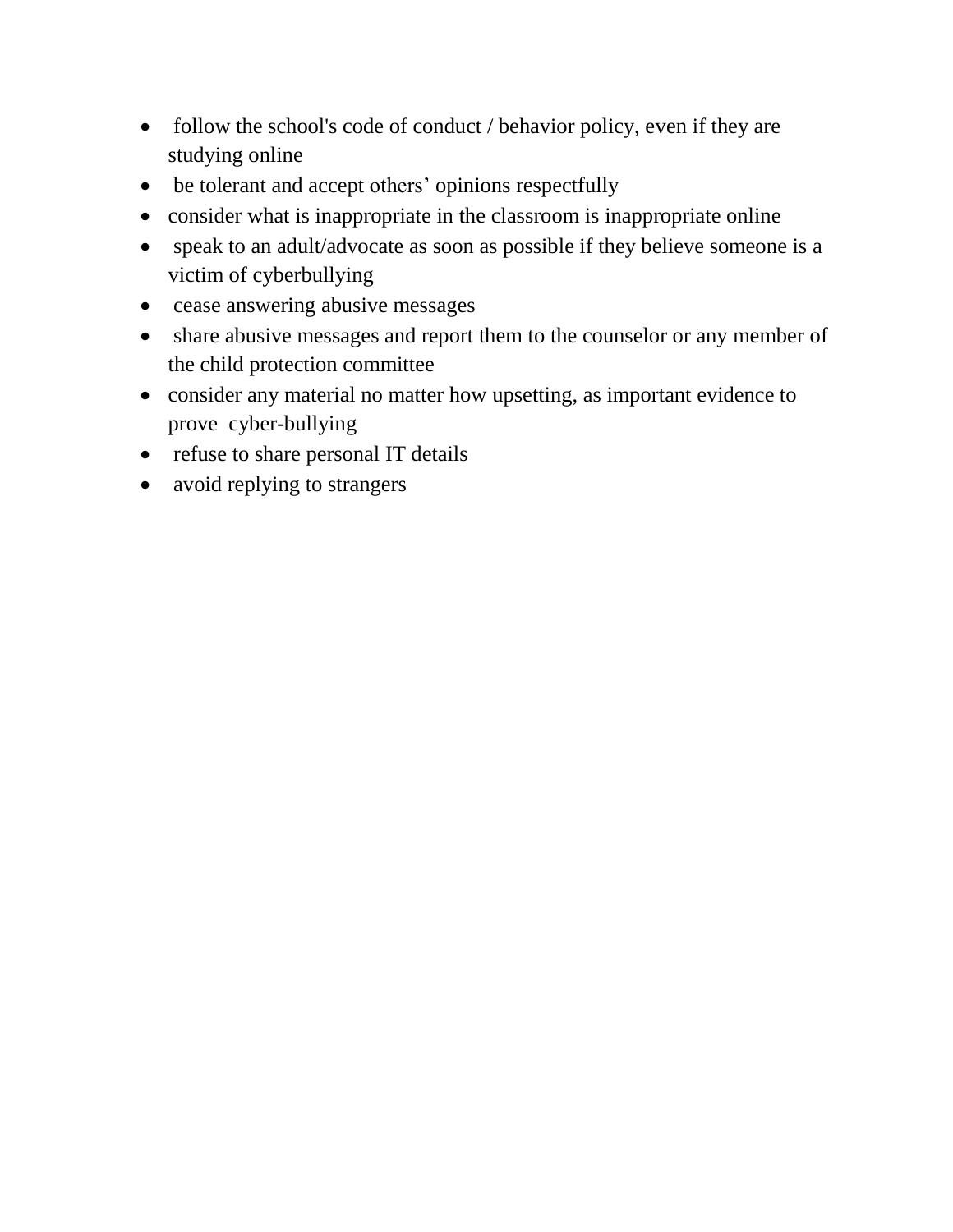- follow the school's code of conduct / behavior policy, even if they are studying online
- be tolerant and accept others' opinions respectfully
- consider what is inappropriate in the classroom is inappropriate online
- speak to an adult/advocate as soon as possible if they believe someone is a victim of cyberbullying
- cease answering abusive messages
- share abusive messages and report them to the counselor or any member of the child protection committee
- consider any material no matter how upsetting, as important evidence to prove cyber-bullying
- refuse to share personal IT details
- avoid replying to strangers